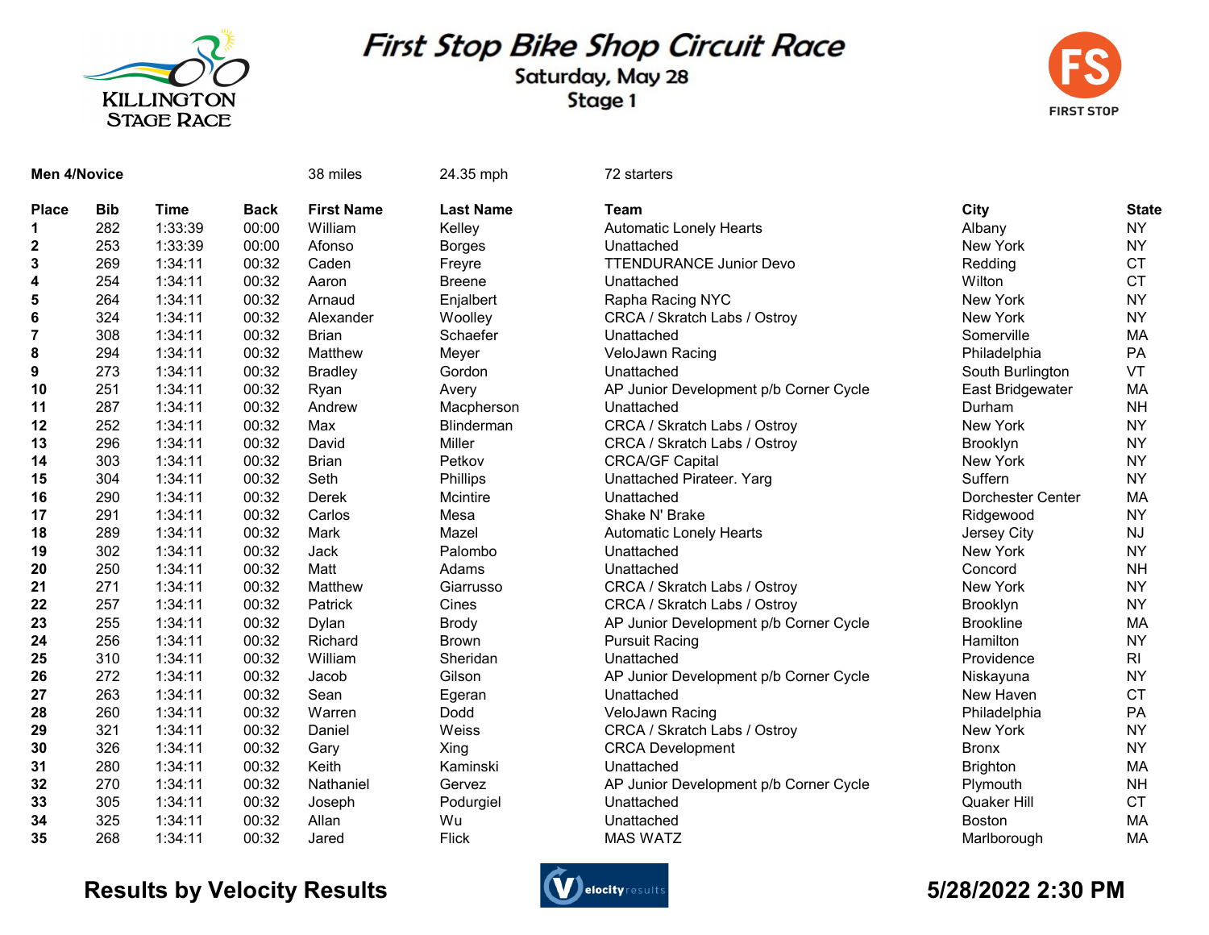KILLINGTON STAGE RACE

# First Stop Bike Shop Circuit Race

## Saturday, May 28

## Stage 1

FIRST STOP

**Men 4/Novice** 38 miles 24.35 mph 72 starters

| Place | Bib | Time | Back | First Name | Last Name | Team | City | State |
|---|---|---|---|---|---|---|---|---|
| **1** | 282 | 1:33:39 | 00:00 | William | Kelley | Automatic Lonely Hearts | Albany | NY |
| **2** | 253 | 1:33:39 | 00:00 | Afonso | Borges | Unattached | New York | NY |
| **3** | 269 | 1:34:11 | 00:32 | Caden | Freyre | TTENDURANCE Junior Devo | Redding | CT |
| **4** | 254 | 1:34:11 | 00:32 | Aaron | Breene | Unattached | Wilton | CT |
| **5** | 264 | 1:34:11 | 00:32 | Arnaud | Enjalbert | Rapha Racing NYC | New York | NY |
| **6** | 324 | 1:34:11 | 00:32 | Alexander | Woolley | CRCA / Skratch Labs / Ostroy | New York | NY |
| **7** | 308 | 1:34:11 | 00:32 | Brian | Schaefer | Unattached | Somerville | MA |
| **8** | 294 | 1:34:11 | 00:32 | Matthew | Meyer | VeloJawn Racing | Philadelphia | PA |
| **9** | 273 | 1:34:11 | 00:32 | Bradley | Gordon | Unattached | South Burlington | VT |
| **10** | 251 | 1:34:11 | 00:32 | Ryan | Avery | AP Junior Development p/b Corner Cycle | East Bridgewater | MA |
| **11** | 287 | 1:34:11 | 00:32 | Andrew | Macpherson | Unattached | Durham | NH |
| **12** | 252 | 1:34:11 | 00:32 | Max | Blinderman | CRCA / Skratch Labs / Ostroy | New York | NY |
| **13** | 296 | 1:34:11 | 00:32 | David | Miller | CRCA / Skratch Labs / Ostroy | Brooklyn | NY |
| **14** | 303 | 1:34:11 | 00:32 | Brian | Petkov | CRCA/GF Capital | New York | NY |
| **15** | 304 | 1:34:11 | 00:32 | Seth | Phillips | Unattached Pirateer. Yarg | Suffern | NY |
| **16** | 290 | 1:34:11 | 00:32 | Derek | Mcintire | Unattached | Dorchester Center | MA |
| **17** | 291 | 1:34:11 | 00:32 | Carlos | Mesa | Shake N' Brake | Ridgewood | NY |
| **18** | 289 | 1:34:11 | 00:32 | Mark | Mazel | Automatic Lonely Hearts | Jersey City | NJ |
| **19** | 302 | 1:34:11 | 00:32 | Jack | Palombo | Unattached | New York | NY |
| **20** | 250 | 1:34:11 | 00:32 | Matt | Adams | Unattached | Concord | NH |
| **21** | 271 | 1:34:11 | 00:32 | Matthew | Giarrusso | CRCA / Skratch Labs / Ostroy | New York | NY |
| **22** | 257 | 1:34:11 | 00:32 | Patrick | Cines | CRCA / Skratch Labs / Ostroy | Brooklyn | NY |
| **23** | 255 | 1:34:11 | 00:32 | Dylan | Brody | AP Junior Development p/b Corner Cycle | Brookline | MA |
| **24** | 256 | 1:34:11 | 00:32 | Richard | Brown | Pursuit Racing | Hamilton | NY |
| **25** | 310 | 1:34:11 | 00:32 | William | Sheridan | Unattached | Providence | RI |
| **26** | 272 | 1:34:11 | 00:32 | Jacob | Gilson | AP Junior Development p/b Corner Cycle | Niskayuna | NY |
| **27** | 263 | 1:34:11 | 00:32 | Sean | Egeran | Unattached | New Haven | CT |
| **28** | 260 | 1:34:11 | 00:32 | Warren | Dodd | VeloJawn Racing | Philadelphia | PA |
| **29** | 321 | 1:34:11 | 00:32 | Daniel | Weiss | CRCA / Skratch Labs / Ostroy | New York | NY |
| **30** | 326 | 1:34:11 | 00:32 | Gary | Xing | CRCA Development | Bronx | NY |
| **31** | 280 | 1:34:11 | 00:32 | Keith | Kaminski | Unattached | Brighton | MA |
| **32** | 270 | 1:34:11 | 00:32 | Nathaniel | Gervez | AP Junior Development p/b Corner Cycle | Plymouth | NH |
| **33** | 305 | 1:34:11 | 00:32 | Joseph | Podurgiel | Unattached | Quaker Hill | CT |
| **34** | 325 | 1:34:11 | 00:32 | Allan | Wu | Unattached | Boston | MA |
| **35** | 268 | 1:34:11 | 00:32 | Jared | Flick | MAS WATZ | Marlborough | MA |

**Results by Velocity Results** **5/28/2022 2:30 PM**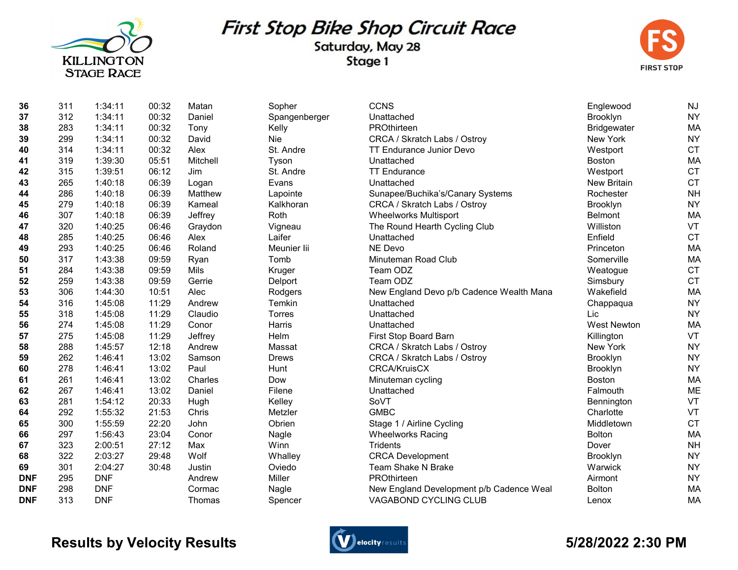# First Stop Bike Shop Circuit Race

## Saturday, May 28

## Stage 1

| | | | | | | | | |
|---|---|---|---|---|---|---|---|---|
| **36** | 311 | 1:34:11 | 00:32 | Matan | Sopher | CCNS | Englewood | NJ |
| **37** | 312 | 1:34:11 | 00:32 | Daniel | Spangenberger | Unattached | Brooklyn | NY |
| **38** | 283 | 1:34:11 | 00:32 | Tony | Kelly | PROthirteen | Bridgewater | MA |
| **39** | 299 | 1:34:11 | 00:32 | David | Nie | CRCA / Skratch Labs / Ostroy | New York | NY |
| **40** | 314 | 1:34:11 | 00:32 | Alex | St. Andre | TT Endurance Junior Devo | Westport | CT |
| **41** | 319 | 1:39:30 | 05:51 | Mitchell | Tyson | Unattached | Boston | MA |
| **42** | 315 | 1:39:51 | 06:12 | Jim | St. Andre | TT Endurance | Westport | CT |
| **43** | 265 | 1:40:18 | 06:39 | Logan | Evans | Unattached | New Britain | CT |
| **44** | 286 | 1:40:18 | 06:39 | Matthew | Lapointe | Sunapee/Buchika's/Canary Systems | Rochester | NH |
| **45** | 279 | 1:40:18 | 06:39 | Kameal | Kalkhoran | CRCA / Skratch Labs / Ostroy | Brooklyn | NY |
| **46** | 307 | 1:40:18 | 06:39 | Jeffrey | Roth | Wheelworks Multisport | Belmont | MA |
| **47** | 320 | 1:40:25 | 06:46 | Graydon | Vigneau | The Round Hearth Cycling Club | Williston | VT |
| **48** | 285 | 1:40:25 | 06:46 | Alex | Laifer | Unattached | Enfield | CT |
| **49** | 293 | 1:40:25 | 06:46 | Roland | Meunier Iii | NE Devo | Princeton | MA |
| **50** | 317 | 1:43:38 | 09:59 | Ryan | Tomb | Minuteman Road Club | Somerville | MA |
| **51** | 284 | 1:43:38 | 09:59 | Mils | Kruger | Team ODZ | Weatogue | CT |
| **52** | 259 | 1:43:38 | 09:59 | Gerrie | Delport | Team ODZ | Simsbury | CT |
| **53** | 306 | 1:44:30 | 10:51 | Alec | Rodgers | New England Devo p/b Cadence Wealth Mana | Wakefield | MA |
| **54** | 316 | 1:45:08 | 11:29 | Andrew | Temkin | Unattached | Chappaqua | NY |
| **55** | 318 | 1:45:08 | 11:29 | Claudio | Torres | Unattached | Lic | NY |
| **56** | 274 | 1:45:08 | 11:29 | Conor | Harris | Unattached | West Newton | MA |
| **57** | 275 | 1:45:08 | 11:29 | Jeffrey | Helm | First Stop Board Barn | Killington | VT |
| **58** | 288 | 1:45:57 | 12:18 | Andrew | Massat | CRCA / Skratch Labs / Ostroy | New York | NY |
| **59** | 262 | 1:46:41 | 13:02 | Samson | Drews | CRCA / Skratch Labs / Ostroy | Brooklyn | NY |
| **60** | 278 | 1:46:41 | 13:02 | Paul | Hunt | CRCA/KruisCX | Brooklyn | NY |
| **61** | 261 | 1:46:41 | 13:02 | Charles | Dow | Minuteman cycling | Boston | MA |
| **62** | 267 | 1:46:41 | 13:02 | Daniel | Filene | Unattached | Falmouth | ME |
| **63** | 281 | 1:54:12 | 20:33 | Hugh | Kelley | SoVT | Bennington | VT |
| **64** | 292 | 1:55:32 | 21:53 | Chris | Metzler | GMBC | Charlotte | VT |
| **65** | 300 | 1:55:59 | 22:20 | John | Obrien | Stage 1 / Airline Cycling | Middletown | CT |
| **66** | 297 | 1:56:43 | 23:04 | Conor | Nagle | Wheelworks Racing | Bolton | MA |
| **67** | 323 | 2:00:51 | 27:12 | Max | Winn | Tridents | Dover | NH |
| **68** | 322 | 2:03:27 | 29:48 | Wolf | Whalley | CRCA Development | Brooklyn | NY |
| **69** | 301 | 2:04:27 | 30:48 | Justin | Oviedo | Team Shake N Brake | Warwick | NY |
| **DNF** | 295 | DNF | | Andrew | Miller | PROthirteen | Airmont | NY |
| **DNF** | 298 | DNF | | Cormac | Nagle | New England Development p/b Cadence Weal | Bolton | MA |
| **DNF** | 313 | DNF | | Thomas | Spencer | VAGABOND CYCLING CLUB | Lenox | MA |

**Results by Velocity Results**

**5/28/2022 2:30 PM**